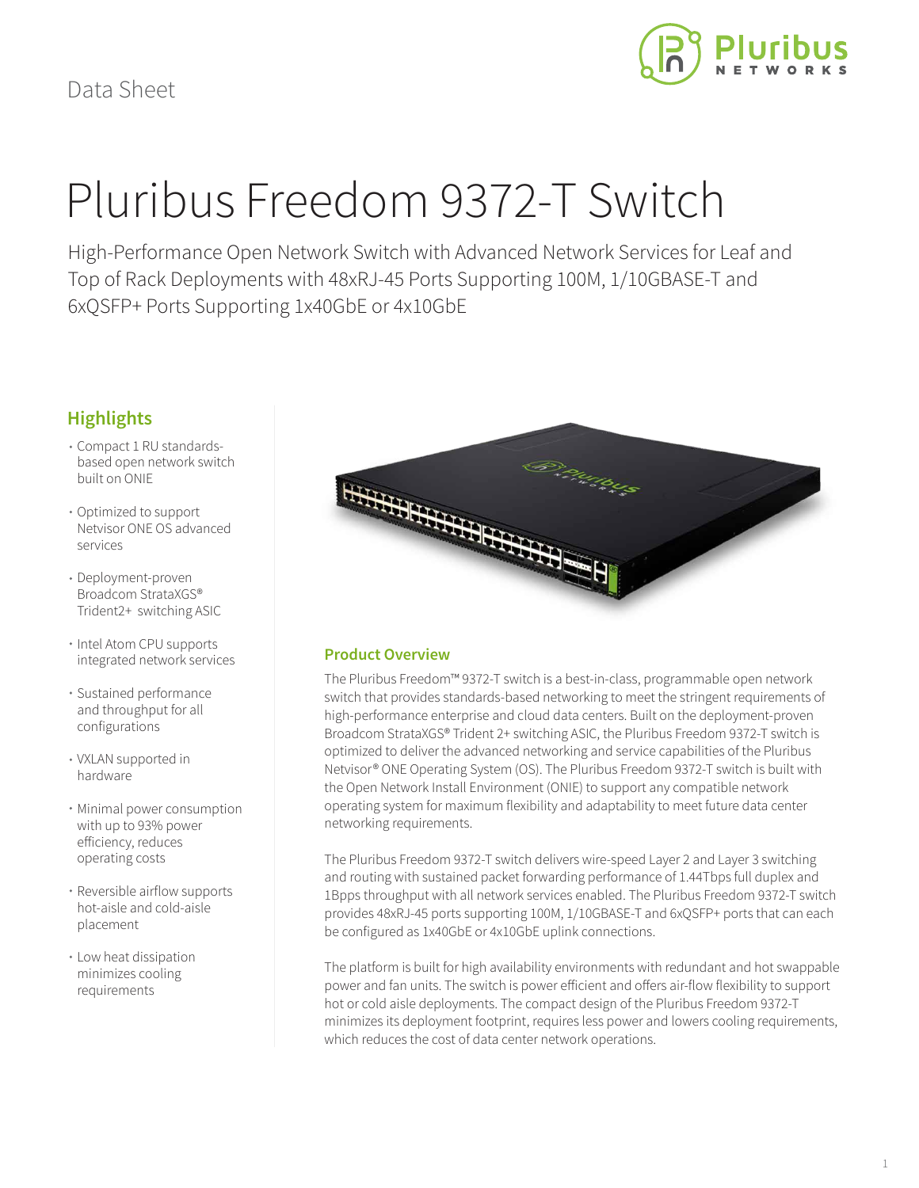Data Sheet

# Pluribus Freedom 9372-T Switch

High-Performance Open Network Switch with Advanced Network Services for Leaf and Top of Rack Deployments with 48xRJ-45 Ports Supporting 100M, 1/10GBASE-T and 6xQSFP+ Ports Supporting 1x40GbE or 4x10GbE

## Highlights

- Compact 1 RU standards-based open network switch built on ONIE
- Optimized to support Netvisor ONE OS advanced services
- Deployment-proven Broadcom StrataXGS® Trident2+ switching ASIC
- Intel Atom CPU supports integrated network services
- Sustained performance and throughput for all configurations
- VXLAN supported in hardware
- Minimal power consumption with up to 93% power efficiency, reduces operating costs
- Reversible airflow supports hot-aisle and cold-aisle placement
- Low heat dissipation minimizes cooling requirements

## Product Overview

The Pluribus Freedom™ 9372-T switch is a best-in-class, programmable open network switch that provides standards-based networking to meet the stringent requirements of high-performance enterprise and cloud data centers. Built on the deployment-proven Broadcom StrataXGS® Trident 2+ switching ASIC, the Pluribus Freedom 9372-T switch is optimized to deliver the advanced networking and service capabilities of the Pluribus Netvisor® ONE Operating System (OS). The Pluribus Freedom 9372-T switch is built with the Open Network Install Environment (ONIE) to support any compatible network operating system for maximum flexibility and adaptability to meet future data center networking requirements.

The Pluribus Freedom 9372-T switch delivers wire-speed Layer 2 and Layer 3 switching and routing with sustained packet forwarding performance of 1.44Tbps full duplex and 1Bpps throughput with all network services enabled. The Pluribus Freedom 9372-T switch provides 48xRJ-45 ports supporting 100M, 1/10GBASE-T and 6xQSFP+ ports that can each be configured as 1x40GbE or 4x10GbE uplink connections.

The platform is built for high availability environments with redundant and hot swappable power and fan units. The switch is power efficient and offers air-flow flexibility to support hot or cold aisle deployments. The compact design of the Pluribus Freedom 9372-T minimizes its deployment footprint, requires less power and lowers cooling requirements, which reduces the cost of data center network operations.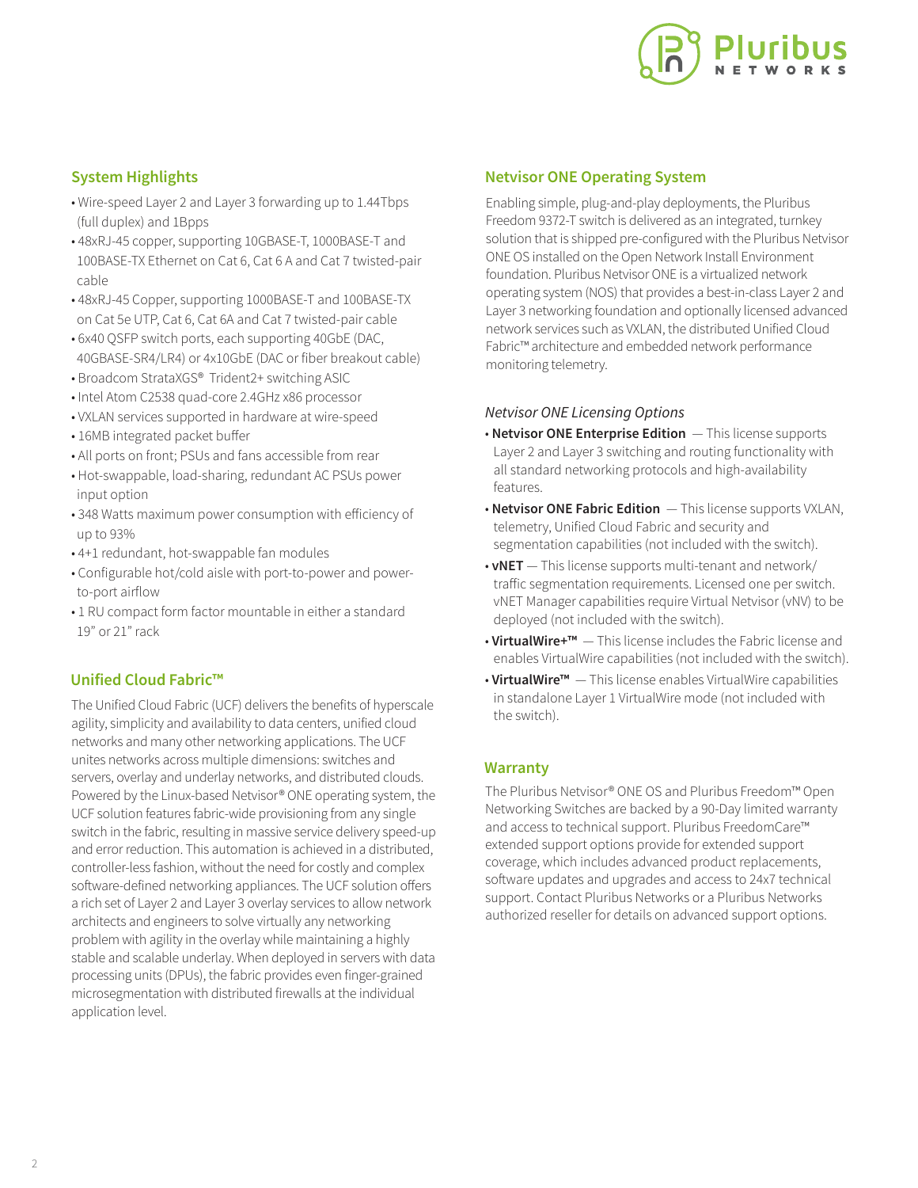## System Highlights

- Wire-speed Layer 2 and Layer 3 forwarding up to 1.44Tbps (full duplex) and 1Bpps
- 48xRJ-45 copper, supporting 10GBASE-T, 1000BASE-T and 100BASE-TX Ethernet on Cat 6, Cat 6 A and Cat 7 twisted-pair cable
- 48xRJ-45 Copper, supporting 1000BASE-T and 100BASE-TX on Cat 5e UTP, Cat 6, Cat 6A and Cat 7 twisted-pair cable
- 6x40 QSFP switch ports, each supporting 40GbE (DAC, 40GBASE-SR4/LR4) or 4x10GbE (DAC or fiber breakout cable)
- Broadcom StrataXGS® Trident2+ switching ASIC
- Intel Atom C2538 quad-core 2.4GHz x86 processor
- VXLAN services supported in hardware at wire-speed
- 16MB integrated packet buffer
- All ports on front; PSUs and fans accessible from rear
- Hot-swappable, load-sharing, redundant AC PSUs power input option
- 348 Watts maximum power consumption with efficiency of up to 93%
- 4+1 redundant, hot-swappable fan modules
- Configurable hot/cold aisle with port-to-power and power-to-port airflow
- 1 RU compact form factor mountable in either a standard 19" or 21" rack

## Unified Cloud Fabric™

The Unified Cloud Fabric (UCF) delivers the benefits of hyperscale agility, simplicity and availability to data centers, unified cloud networks and many other networking applications. The UCF unites networks across multiple dimensions: switches and servers, overlay and underlay networks, and distributed clouds. Powered by the Linux-based Netvisor® ONE operating system, the UCF solution features fabric-wide provisioning from any single switch in the fabric, resulting in massive service delivery speed-up and error reduction. This automation is achieved in a distributed, controller-less fashion, without the need for costly and complex software-defined networking appliances. The UCF solution offers a rich set of Layer 2 and Layer 3 overlay services to allow network architects and engineers to solve virtually any networking problem with agility in the overlay while maintaining a highly stable and scalable underlay. When deployed in servers with data processing units (DPUs), the fabric provides even finger-grained microsegmentation with distributed firewalls at the individual application level.

## Netvisor ONE Operating System

Enabling simple, plug-and-play deployments, the Pluribus Freedom 9372-T switch is delivered as an integrated, turnkey solution that is shipped pre-configured with the Pluribus Netvisor ONE OS installed on the Open Network Install Environment foundation. Pluribus Netvisor ONE is a virtualized network operating system (NOS) that provides a best-in-class Layer 2 and Layer 3 networking foundation and optionally licensed advanced network services such as VXLAN, the distributed Unified Cloud Fabric™ architecture and embedded network performance monitoring telemetry.

### *Netvisor ONE Licensing Options*

- **Netvisor ONE Enterprise Edition** — This license supports Layer 2 and Layer 3 switching and routing functionality with all standard networking protocols and high-availability features.
- **Netvisor ONE Fabric Edition** — This license supports VXLAN, telemetry, Unified Cloud Fabric and security and segmentation capabilities (not included with the switch).
- **vNET** — This license supports multi-tenant and network/traffic segmentation requirements. Licensed one per switch. vNET Manager capabilities require Virtual Netvisor (vNV) to be deployed (not included with the switch).
- **VirtualWire+™** — This license includes the Fabric license and enables VirtualWire capabilities (not included with the switch).
- **VirtualWire™** — This license enables VirtualWire capabilities in standalone Layer 1 VirtualWire mode (not included with the switch).

## Warranty

The Pluribus Netvisor® ONE OS and Pluribus Freedom™ Open Networking Switches are backed by a 90-Day limited warranty and access to technical support. Pluribus FreedomCare™ extended support options provide for extended support coverage, which includes advanced product replacements, software updates and upgrades and access to 24x7 technical support. Contact Pluribus Networks or a Pluribus Networks authorized reseller for details on advanced support options.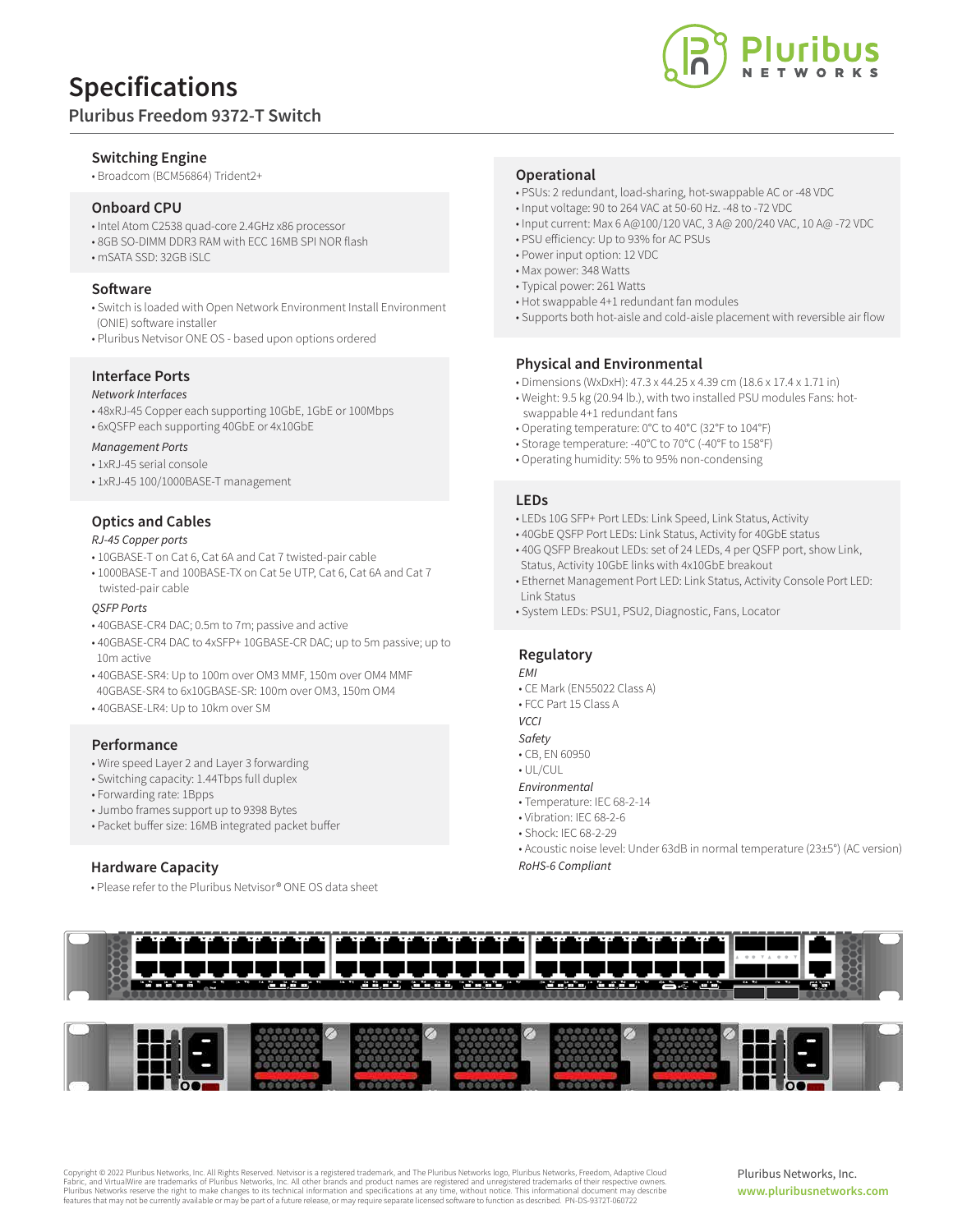# Specifications

## Pluribus Freedom 9372-T Switch

### Switching Engine

- Broadcom (BCM56864) Trident2+

### Onboard CPU

- Intel Atom C2538 quad-core 2.4GHz x86 processor
- 8GB SO-DIMM DDR3 RAM with ECC 16MB SPI NOR flash
- mSATA SSD: 32GB iSLC

### Software

- Switch is loaded with Open Network Environment Install Environment (ONIE) software installer
- Pluribus Netvisor ONE OS - based upon options ordered

### Interface Ports

*Network Interfaces*

- 48xRJ-45 Copper each supporting 10GbE, 1GbE or 100Mbps
- 6xQSFP each supporting 40GbE or 4x10GbE

*Management Ports*

- 1xRJ-45 serial console
- 1xRJ-45 100/1000BASE-T management

### Optics and Cables

*RJ-45 Copper ports*

- 10GBASE-T on Cat 6, Cat 6A and Cat 7 twisted-pair cable
- 1000BASE-T and 100BASE-TX on Cat 5e UTP, Cat 6, Cat 6A and Cat 7 twisted-pair cable

*QSFP Ports*

- 40GBASE-CR4 DAC; 0.5m to 7m; passive and active
- 40GBASE-CR4 DAC to 4xSFP+ 10GBASE-CR DAC; up to 5m passive; up to 10m active
- 40GBASE-SR4: Up to 100m over OM3 MMF, 150m over OM4 MMF 40GBASE-SR4 to 6x10GBASE-SR: 100m over OM3, 150m OM4
- 40GBASE-LR4: Up to 10km over SM

### Performance

- Wire speed Layer 2 and Layer 3 forwarding
- Switching capacity: 1.44Tbps full duplex
- Forwarding rate: 1Bpps
- Jumbo frames support up to 9398 Bytes
- Packet buffer size: 16MB integrated packet buffer

### Hardware Capacity

- Please refer to the Pluribus Netvisor® ONE OS data sheet

### Operational

- PSUs: 2 redundant, load-sharing, hot-swappable AC or -48 VDC
- Input voltage: 90 to 264 VAC at 50-60 Hz. -48 to -72 VDC
- Input current: Max 6 A@100/120 VAC, 3 A@ 200/240 VAC, 10 A@ -72 VDC
- PSU efficiency: Up to 93% for AC PSUs
- Power input option: 12 VDC
- Max power: 348 Watts
- Typical power: 261 Watts
- Hot swappable 4+1 redundant fan modules
- Supports both hot-aisle and cold-aisle placement with reversible air flow

### Physical and Environmental

- Dimensions (WxDxH): 47.3 x 44.25 x 4.39 cm (18.6 x 17.4 x 1.71 in)
- Weight: 9.5 kg (20.94 lb.), with two installed PSU modules Fans: hot-swappable 4+1 redundant fans
- Operating temperature: 0°C to 40°C (32°F to 104°F)
- Storage temperature: -40°C to 70°C (-40°F to 158°F)
- Operating humidity: 5% to 95% non-condensing

### LEDs

- LEDs 10G SFP+ Port LEDs: Link Speed, Link Status, Activity
- 40GbE QSFP Port LEDs: Link Status, Activity for 40GbE status
- 40G QSFP Breakout LEDs: set of 24 LEDs, 4 per QSFP port, show Link, Status, Activity 10GbE links with 4x10GbE breakout
- Ethernet Management Port LED: Link Status, Activity Console Port LED: Link Status
- System LEDs: PSU1, PSU2, Diagnostic, Fans, Locator

### Regulatory

*EMI*

- CE Mark (EN55022 Class A)
- FCC Part 15 Class A

*VCCI*

*Safety*

- CB, EN 60950
- UL/CUL

*Environmental*

- Temperature: IEC 68-2-14
- Vibration: IEC 68-2-6
- Shock: IEC 68-2-29
- Acoustic noise level: Under 63dB in normal temperature (23±5°) (AC version)

*RoHS-6 Compliant*

Copyright © 2022 Pluribus Networks, Inc. All Rights Reserved. Netvisor is a registered trademark, and The Pluribus Networks logo, Pluribus Networks, Freedom, Adaptive Cloud Fabric, and VirtualWire are trademarks of Pluribus Networks, Inc. All other brands and product names are registered and unregistered trademarks of their respective owners. Pluribus Networks reserve the right to make changes to its technical information and specifications at any time, without notice. This informational document may describe features that may not be currently available or may be part of a future release, or may require separate licensed software to function as described. PN-DS-9372T-060722

Pluribus Networks, Inc.
www.pluribusnetworks.com